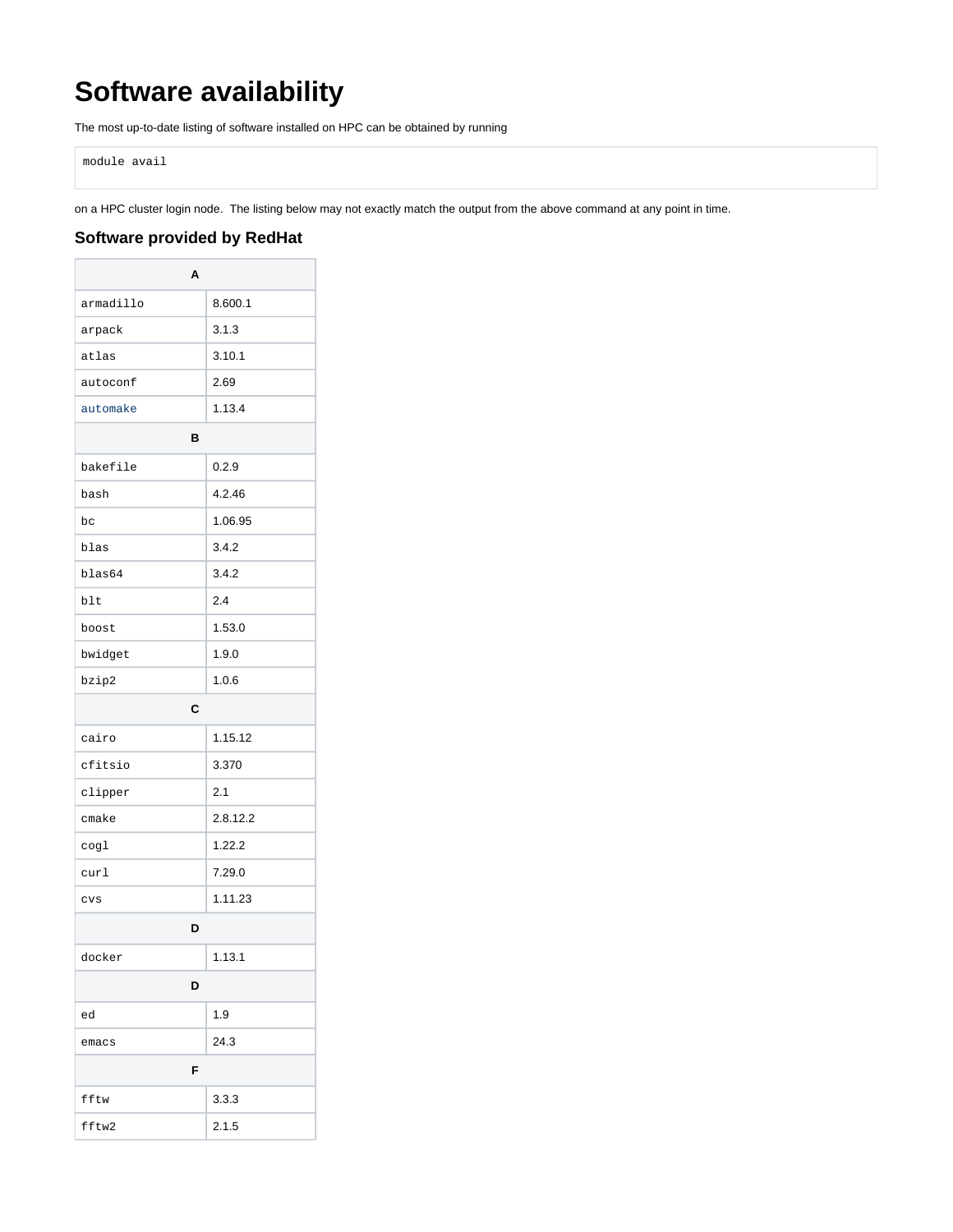# Software availability

The most up-to-date listing of software installed on HPC can be obtained by running

```
module avail
```

on a HPC cluster login node.  The listing below may not exactly match the output from the above command at any point in time.

### Software provided by RedHat

| A | |
|---|---|
| armadillo | 8.600.1 |
| arpack | 3.1.3 |
| atlas | 3.10.1 |
| autoconf | 2.69 |
| automake | 1.13.4 |
| **B** | |
| bakefile | 0.2.9 |
| bash | 4.2.46 |
| bc | 1.06.95 |
| blas | 3.4.2 |
| blas64 | 3.4.2 |
| blt | 2.4 |
| boost | 1.53.0 |
| bwidget | 1.9.0 |
| bzip2 | 1.0.6 |
| **C** | |
| cairo | 1.15.12 |
| cfitsio | 3.370 |
| clipper | 2.1 |
| cmake | 2.8.12.2 |
| cogl | 1.22.2 |
| curl | 7.29.0 |
| cvs | 1.11.23 |
| **D** | |
| docker | 1.13.1 |
| **D** | |
| ed | 1.9 |
| emacs | 24.3 |
| **F** | |
| fftw | 3.3.3 |
| fftw2 | 2.1.5 |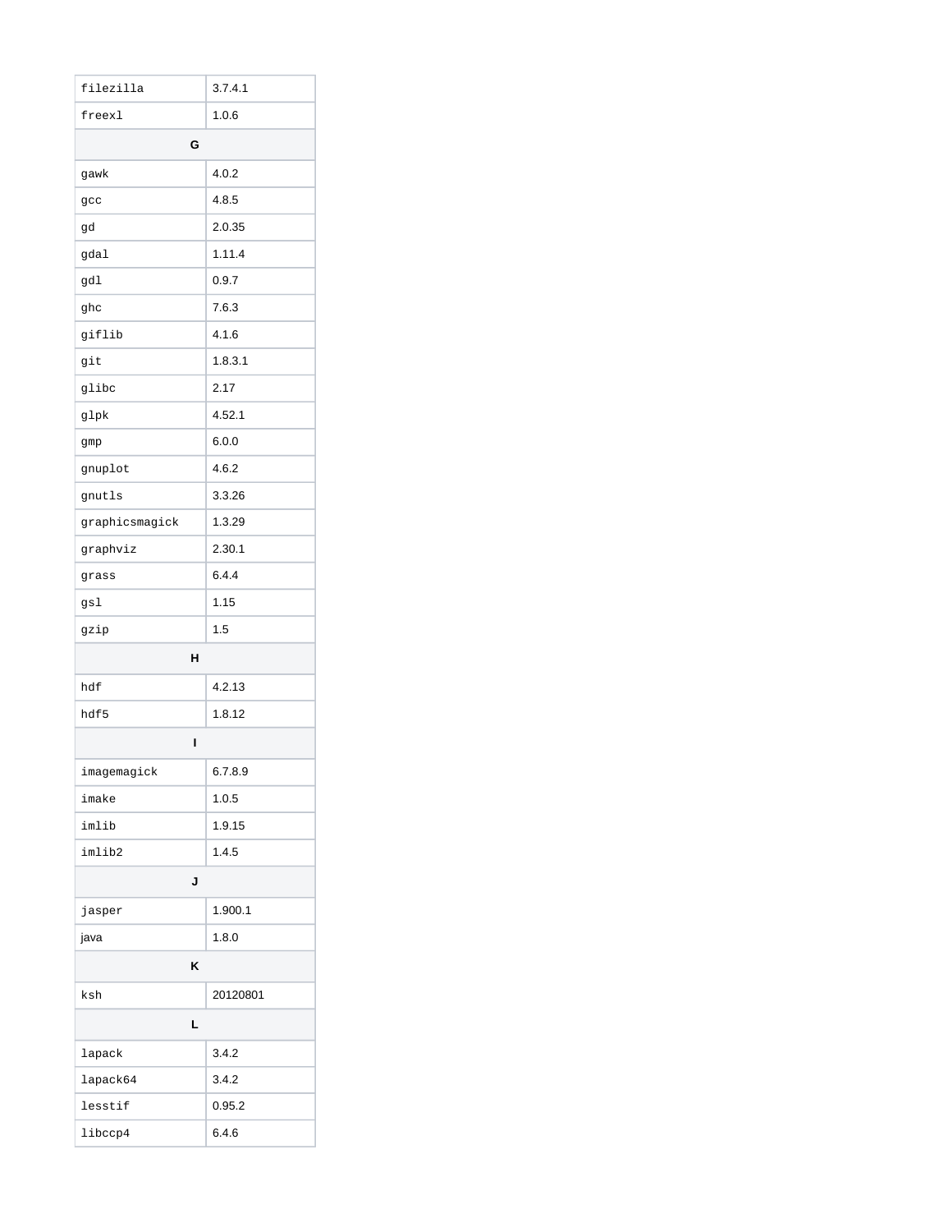| | |
|---|---|
| filezilla | 3.7.4.1 |
| freexl | 1.0.6 |
| **G** | |
| gawk | 4.0.2 |
| gcc | 4.8.5 |
| gd | 2.0.35 |
| gdal | 1.11.4 |
| gdl | 0.9.7 |
| ghc | 7.6.3 |
| giflib | 4.1.6 |
| git | 1.8.3.1 |
| glibc | 2.17 |
| glpk | 4.52.1 |
| gmp | 6.0.0 |
| gnuplot | 4.6.2 |
| gnutls | 3.3.26 |
| graphicsmagick | 1.3.29 |
| graphviz | 2.30.1 |
| grass | 6.4.4 |
| gsl | 1.15 |
| gzip | 1.5 |
| **H** | |
| hdf | 4.2.13 |
| hdf5 | 1.8.12 |
| **I** | |
| imagemagick | 6.7.8.9 |
| imake | 1.0.5 |
| imlib | 1.9.15 |
| imlib2 | 1.4.5 |
| **J** | |
| jasper | 1.900.1 |
| java | 1.8.0 |
| **K** | |
| ksh | 20120801 |
| **L** | |
| lapack | 3.4.2 |
| lapack64 | 3.4.2 |
| lesstif | 0.95.2 |
| libccp4 | 6.4.6 |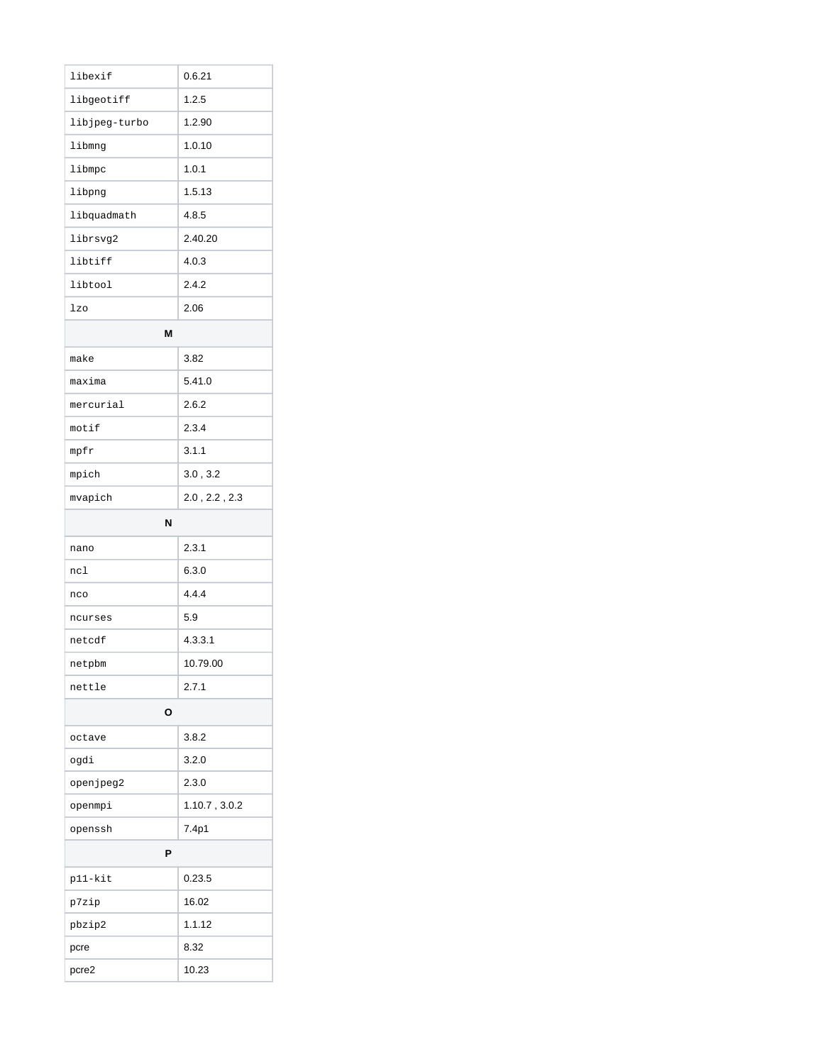| | |
|---|---|
| libexif | 0.6.21 |
| libgeotiff | 1.2.5 |
| libjpeg-turbo | 1.2.90 |
| libmng | 1.0.10 |
| libmpc | 1.0.1 |
| libpng | 1.5.13 |
| libquadmath | 4.8.5 |
| librsvg2 | 2.40.20 |
| libtiff | 4.0.3 |
| libtool | 2.4.2 |
| lzo | 2.06 |
| **M** | |
| make | 3.82 |
| maxima | 5.41.0 |
| mercurial | 2.6.2 |
| motif | 2.3.4 |
| mpfr | 3.1.1 |
| mpich | 3.0 , 3.2 |
| mvapich | 2.0 , 2.2 , 2.3 |
| **N** | |
| nano | 2.3.1 |
| ncl | 6.3.0 |
| nco | 4.4.4 |
| ncurses | 5.9 |
| netcdf | 4.3.3.1 |
| netpbm | 10.79.00 |
| nettle | 2.7.1 |
| **O** | |
| octave | 3.8.2 |
| ogdi | 3.2.0 |
| openjpeg2 | 2.3.0 |
| openmpi | 1.10.7 , 3.0.2 |
| openssh | 7.4p1 |
| **P** | |
| p11-kit | 0.23.5 |
| p7zip | 16.02 |
| pbzip2 | 1.1.12 |
| pcre | 8.32 |
| pcre2 | 10.23 |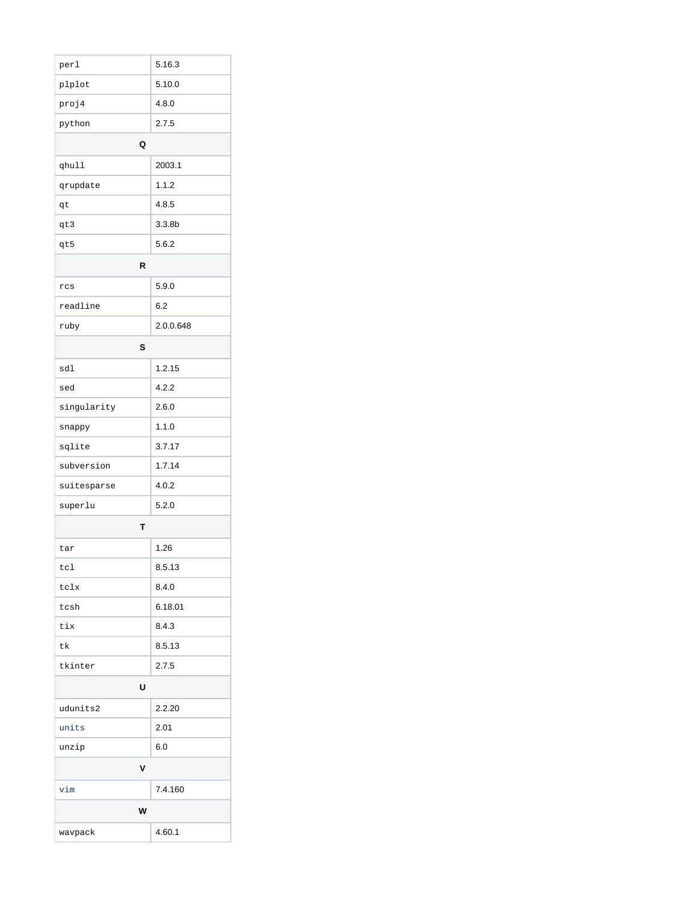| | |
|---|---|
| perl | 5.16.3 |
| plplot | 5.10.0 |
| proj4 | 4.8.0 |
| python | 2.7.5 |
| **Q** | |
| qhull | 2003.1 |
| qrupdate | 1.1.2 |
| qt | 4.8.5 |
| qt3 | 3.3.8b |
| qt5 | 5.6.2 |
| **R** | |
| rcs | 5.9.0 |
| readline | 6.2 |
| ruby | 2.0.0.648 |
| **S** | |
| sdl | 1.2.15 |
| sed | 4.2.2 |
| singularity | 2.6.0 |
| snappy | 1.1.0 |
| sqlite | 3.7.17 |
| subversion | 1.7.14 |
| suitesparse | 4.0.2 |
| superlu | 5.2.0 |
| **T** | |
| tar | 1.26 |
| tcl | 8.5.13 |
| tclx | 8.4.0 |
| tcsh | 6.18.01 |
| tix | 8.4.3 |
| tk | 8.5.13 |
| tkinter | 2.7.5 |
| **U** | |
| udunits2 | 2.2.20 |
| units | 2.01 |
| unzip | 6.0 |
| **V** | |
| vim | 7.4.160 |
| **W** | |
| wavpack | 4.60.1 |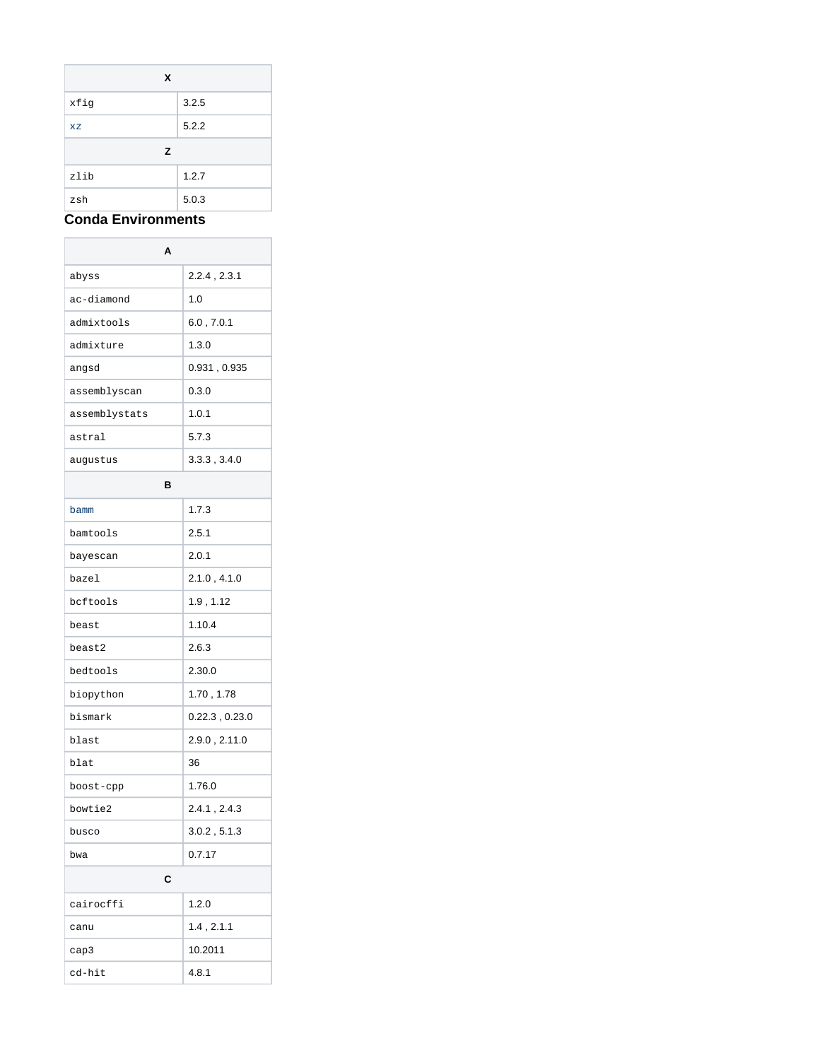| X | |
|---|---|
| xfig | 3.2.5 |
| xz | 5.2.2 |
| **Z** | |
| zlib | 1.2.7 |
| zsh | 5.0.3 |

### Conda Environments

| A | |
|---|---|
| abyss | 2.2.4 , 2.3.1 |
| ac-diamond | 1.0 |
| admixtools | 6.0 , 7.0.1 |
| admixture | 1.3.0 |
| angsd | 0.931 , 0.935 |
| assemblyscan | 0.3.0 |
| assemblystats | 1.0.1 |
| astral | 5.7.3 |
| augustus | 3.3.3 , 3.4.0 |
| **B** | |
| bamm | 1.7.3 |
| bamtools | 2.5.1 |
| bayescan | 2.0.1 |
| bazel | 2.1.0 , 4.1.0 |
| bcftools | 1.9 , 1.12 |
| beast | 1.10.4 |
| beast2 | 2.6.3 |
| bedtools | 2.30.0 |
| biopython | 1.70 , 1.78 |
| bismark | 0.22.3 , 0.23.0 |
| blast | 2.9.0 , 2.11.0 |
| blat | 36 |
| boost-cpp | 1.76.0 |
| bowtie2 | 2.4.1 , 2.4.3 |
| busco | 3.0.2 , 5.1.3 |
| bwa | 0.7.17 |
| **C** | |
| cairocffi | 1.2.0 |
| canu | 1.4 , 2.1.1 |
| cap3 | 10.2011 |
| cd-hit | 4.8.1 |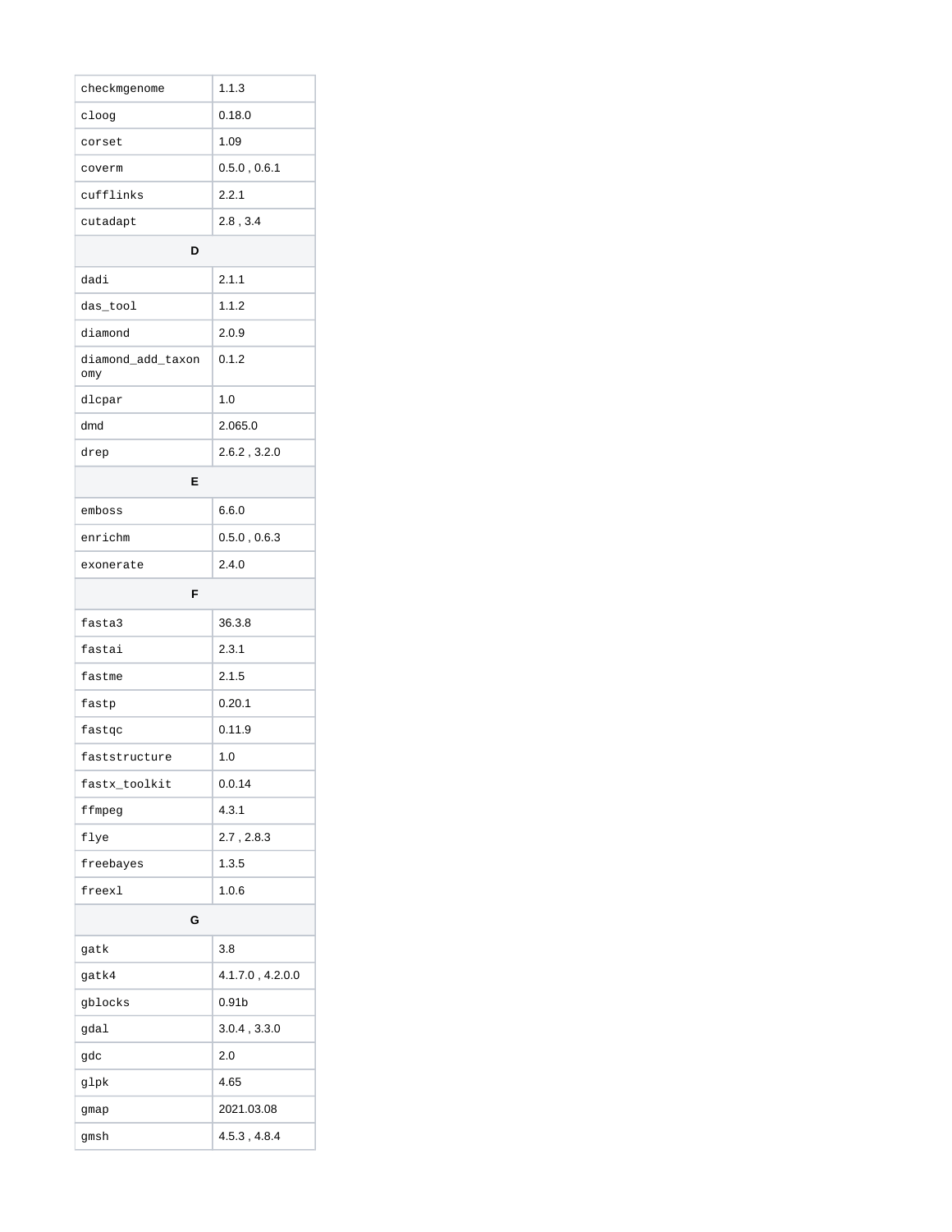| | |
|---|---|
| checkmgenome | 1.1.3 |
| cloog | 0.18.0 |
| corset | 1.09 |
| coverm | 0.5.0 , 0.6.1 |
| cufflinks | 2.2.1 |
| cutadapt | 2.8 , 3.4 |
| **D** | |
| dadi | 2.1.1 |
| das_tool | 1.1.2 |
| diamond | 2.0.9 |
| diamond_add_taxonomy | 0.1.2 |
| dlcpar | 1.0 |
| dmd | 2.065.0 |
| drep | 2.6.2 , 3.2.0 |
| **E** | |
| emboss | 6.6.0 |
| enrichm | 0.5.0 , 0.6.3 |
| exonerate | 2.4.0 |
| **F** | |
| fasta3 | 36.3.8 |
| fastai | 2.3.1 |
| fastme | 2.1.5 |
| fastp | 0.20.1 |
| fastqc | 0.11.9 |
| faststructure | 1.0 |
| fastx_toolkit | 0.0.14 |
| ffmpeg | 4.3.1 |
| flye | 2.7 , 2.8.3 |
| freebayes | 1.3.5 |
| freexl | 1.0.6 |
| **G** | |
| gatk | 3.8 |
| gatk4 | 4.1.7.0 , 4.2.0.0 |
| gblocks | 0.91b |
| gdal | 3.0.4 , 3.3.0 |
| gdc | 2.0 |
| glpk | 4.65 |
| gmap | 2021.03.08 |
| gmsh | 4.5.3 , 4.8.4 |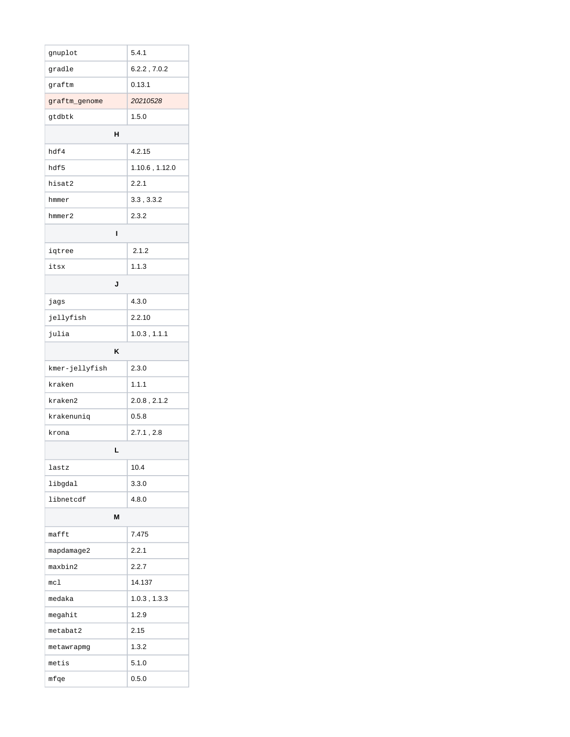| | |
|---|---|
| gnuplot | 5.4.1 |
| gradle | 6.2.2 , 7.0.2 |
| graftm | 0.13.1 |
| graftm_genome | *20210528* |
| gtdbtk | 1.5.0 |
| **H** | |
| hdf4 | 4.2.15 |
| hdf5 | 1.10.6 , 1.12.0 |
| hisat2 | 2.2.1 |
| hmmer | 3.3 , 3.3.2 |
| hmmer2 | 2.3.2 |
| **I** | |
| iqtree | 2.1.2 |
| itsx | 1.1.3 |
| **J** | |
| jags | 4.3.0 |
| jellyfish | 2.2.10 |
| julia | 1.0.3 , 1.1.1 |
| **K** | |
| kmer-jellyfish | 2.3.0 |
| kraken | 1.1.1 |
| kraken2 | 2.0.8 , 2.1.2 |
| krakenuniq | 0.5.8 |
| krona | 2.7.1 , 2.8 |
| **L** | |
| lastz | 10.4 |
| libgdal | 3.3.0 |
| libnetcdf | 4.8.0 |
| **M** | |
| mafft | 7.475 |
| mapdamage2 | 2.2.1 |
| maxbin2 | 2.2.7 |
| mcl | 14.137 |
| medaka | 1.0.3 , 1.3.3 |
| megahit | 1.2.9 |
| metabat2 | 2.15 |
| metawrapmg | 1.3.2 |
| metis | 5.1.0 |
| mfqe | 0.5.0 |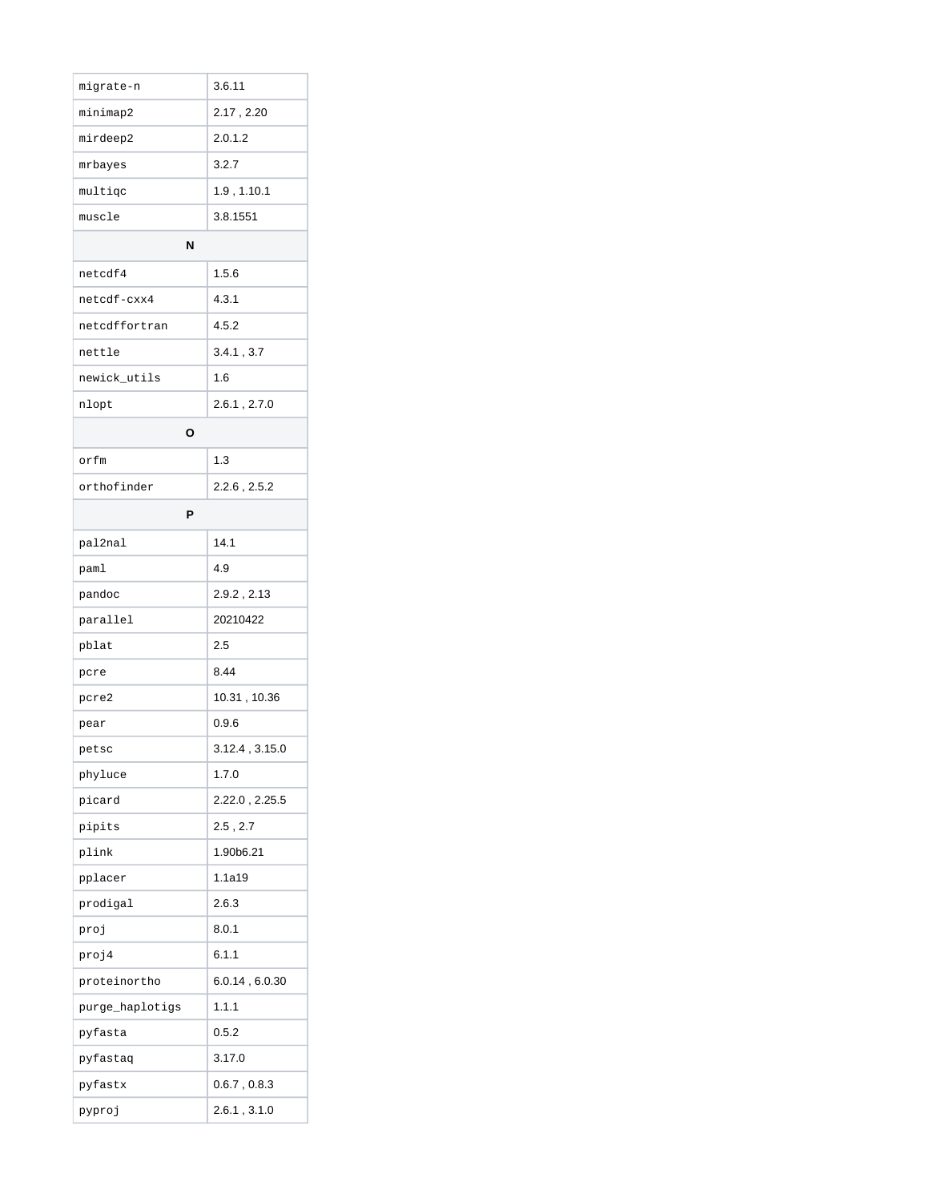| | |
|---|---|
| migrate-n | 3.6.11 |
| minimap2 | 2.17 , 2.20 |
| mirdeep2 | 2.0.1.2 |
| mrbayes | 3.2.7 |
| multiqc | 1.9 , 1.10.1 |
| muscle | 3.8.1551 |
| **N** | |
| netcdf4 | 1.5.6 |
| netcdf-cxx4 | 4.3.1 |
| netcdffortran | 4.5.2 |
| nettle | 3.4.1 , 3.7 |
| newick_utils | 1.6 |
| nlopt | 2.6.1 , 2.7.0 |
| **O** | |
| orfm | 1.3 |
| orthofinder | 2.2.6 , 2.5.2 |
| **P** | |
| pal2nal | 14.1 |
| paml | 4.9 |
| pandoc | 2.9.2 , 2.13 |
| parallel | 20210422 |
| pblat | 2.5 |
| pcre | 8.44 |
| pcre2 | 10.31 , 10.36 |
| pear | 0.9.6 |
| petsc | 3.12.4 , 3.15.0 |
| phyluce | 1.7.0 |
| picard | 2.22.0 , 2.25.5 |
| pipits | 2.5 , 2.7 |
| plink | 1.90b6.21 |
| pplacer | 1.1a19 |
| prodigal | 2.6.3 |
| proj | 8.0.1 |
| proj4 | 6.1.1 |
| proteinortho | 6.0.14 , 6.0.30 |
| purge_haplotigs | 1.1.1 |
| pyfasta | 0.5.2 |
| pyfastaq | 3.17.0 |
| pyfastx | 0.6.7 , 0.8.3 |
| pyproj | 2.6.1 , 3.1.0 |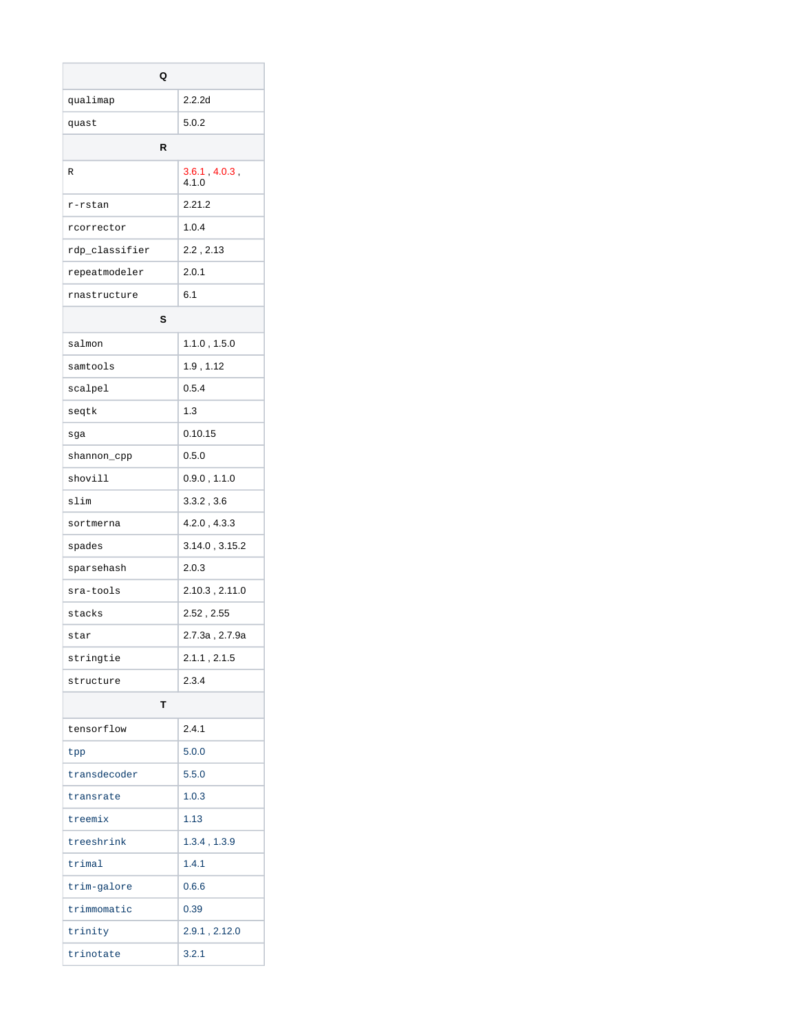| Q | |
|---|---|
| qualimap | 2.2.2d |
| quast | 5.0.2 |
| **R** | |
| R | 3.6.1 , 4.0.3 , 4.1.0 |
| r-rstan | 2.21.2 |
| rcorrector | 1.0.4 |
| rdp_classifier | 2.2 , 2.13 |
| repeatmodeler | 2.0.1 |
| rnastructure | 6.1 |
| **S** | |
| salmon | 1.1.0 , 1.5.0 |
| samtools | 1.9 , 1.12 |
| scalpel | 0.5.4 |
| seqtk | 1.3 |
| sga | 0.10.15 |
| shannon_cpp | 0.5.0 |
| shovill | 0.9.0 , 1.1.0 |
| slim | 3.3.2 , 3.6 |
| sortmerna | 4.2.0 , 4.3.3 |
| spades | 3.14.0 , 3.15.2 |
| sparsehash | 2.0.3 |
| sra-tools | 2.10.3 , 2.11.0 |
| stacks | 2.52 , 2.55 |
| star | 2.7.3a , 2.7.9a |
| stringtie | 2.1.1 , 2.1.5 |
| structure | 2.3.4 |
| **T** | |
| tensorflow | 2.4.1 |
| tpp | 5.0.0 |
| transdecoder | 5.5.0 |
| transrate | 1.0.3 |
| treemix | 1.13 |
| treeshrink | 1.3.4 , 1.3.9 |
| trimal | 1.4.1 |
| trim-galore | 0.6.6 |
| trimmomatic | 0.39 |
| trinity | 2.9.1 , 2.12.0 |
| trinotate | 3.2.1 |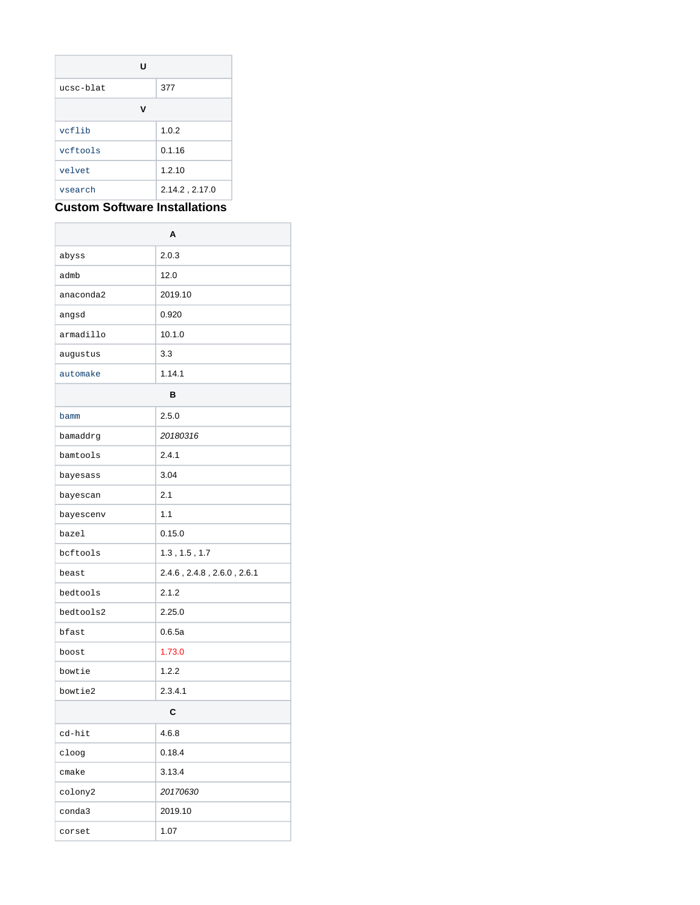| U | |
|---|---|
| ucsc-blat | 377 |
| **V** | |
| vcflib | 1.0.2 |
| vcftools | 0.1.16 |
| velvet | 1.2.10 |
| vsearch | 2.14.2 , 2.17.0 |

### Custom Software Installations

| A | |
|---|---|
| abyss | 2.0.3 |
| admb | 12.0 |
| anaconda2 | 2019.10 |
| angsd | 0.920 |
| armadillo | 10.1.0 |
| augustus | 3.3 |
| automake | 1.14.1 |
| **B** | |
| bamm | 2.5.0 |
| bamaddrg | *20180316* |
| bamtools | 2.4.1 |
| bayesass | 3.04 |
| bayescan | 2.1 |
| bayescenv | 1.1 |
| bazel | 0.15.0 |
| bcftools | 1.3 , 1.5 , 1.7 |
| beast | 2.4.6 , 2.4.8 , 2.6.0 , 2.6.1 |
| bedtools | 2.1.2 |
| bedtools2 | 2.25.0 |
| bfast | 0.6.5a |
| boost | 1.73.0 |
| bowtie | 1.2.2 |
| bowtie2 | 2.3.4.1 |
| **C** | |
| cd-hit | 4.6.8 |
| cloog | 0.18.4 |
| cmake | 3.13.4 |
| colony2 | *20170630* |
| conda3 | 2019.10 |
| corset | 1.07 |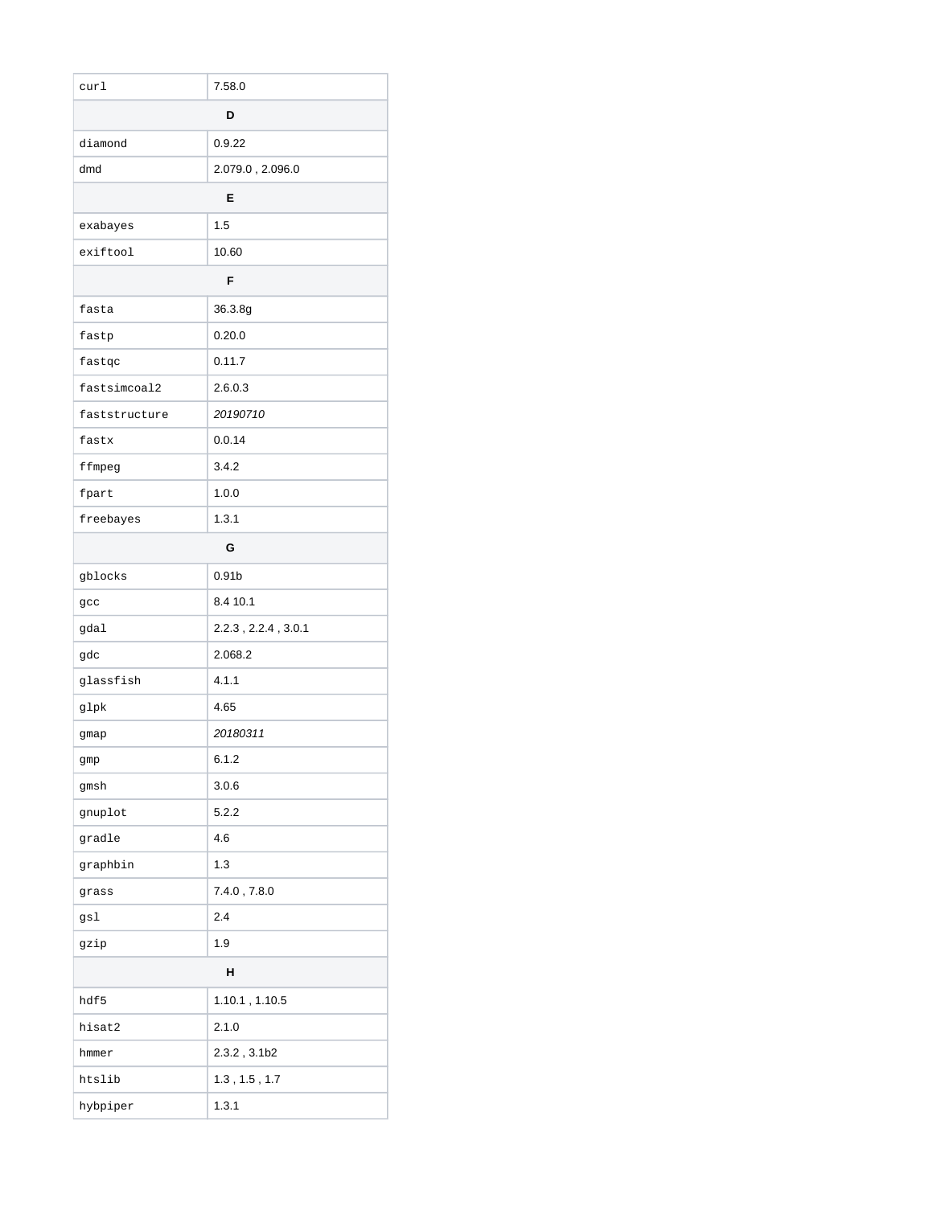| | |
|---|---|
| `curl` | 7.58.0 |
| **D** | |
| `diamond` | 0.9.22 |
| `dmd` | 2.079.0 , 2.096.0 |
| **E** | |
| `exabayes` | 1.5 |
| `exiftool` | 10.60 |
| **F** | |
| `fasta` | 36.3.8g |
| `fastp` | 0.20.0 |
| `fastqc` | 0.11.7 |
| `fastsimcoal2` | 2.6.0.3 |
| `faststructure` | *20190710* |
| `fastx` | 0.0.14 |
| `ffmpeg` | 3.4.2 |
| `fpart` | 1.0.0 |
| `freebayes` | 1.3.1 |
| **G** | |
| `gblocks` | 0.91b |
| `gcc` | 8.4 10.1 |
| `gdal` | 2.2.3 , 2.2.4 , 3.0.1 |
| `gdc` | 2.068.2 |
| `glassfish` | 4.1.1 |
| `glpk` | 4.65 |
| `gmap` | *20180311* |
| `gmp` | 6.1.2 |
| `gmsh` | 3.0.6 |
| `gnuplot` | 5.2.2 |
| `gradle` | 4.6 |
| `graphbin` | 1.3 |
| `grass` | 7.4.0 , 7.8.0 |
| `gsl` | 2.4 |
| `gzip` | 1.9 |
| **H** | |
| `hdf5` | 1.10.1 , 1.10.5 |
| `hisat2` | 2.1.0 |
| `hmmer` | 2.3.2 , 3.1b2 |
| `htslib` | 1.3 , 1.5 , 1.7 |
| `hybpiper` | 1.3.1 |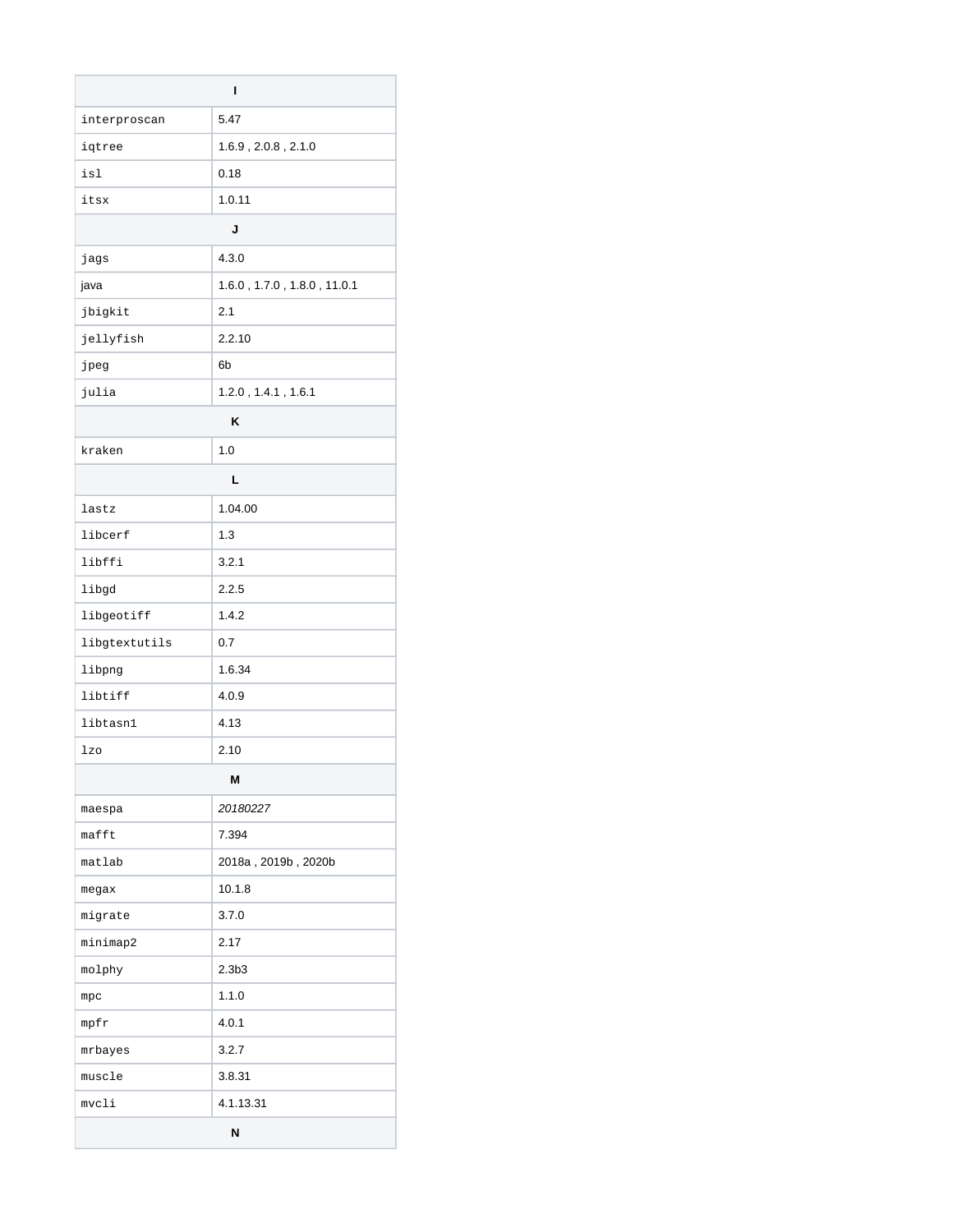| I | |
|---|---|
| interproscan | 5.47 |
| iqtree | 1.6.9 , 2.0.8 , 2.1.0 |
| isl | 0.18 |
| itsx | 1.0.11 |
| **J** | |
| jags | 4.3.0 |
| java | 1.6.0 , 1.7.0 , 1.8.0 , 11.0.1 |
| jbigkit | 2.1 |
| jellyfish | 2.2.10 |
| jpeg | 6b |
| julia | 1.2.0 , 1.4.1 , 1.6.1 |
| **K** | |
| kraken | 1.0 |
| **L** | |
| lastz | 1.04.00 |
| libcerf | 1.3 |
| libffi | 3.2.1 |
| libgd | 2.2.5 |
| libgeotiff | 1.4.2 |
| libgtextutils | 0.7 |
| libpng | 1.6.34 |
| libtiff | 4.0.9 |
| libtasn1 | 4.13 |
| lzo | 2.10 |
| **M** | |
| maespa | *20180227* |
| mafft | 7.394 |
| matlab | 2018a , 2019b , 2020b |
| megax | 10.1.8 |
| migrate | 3.7.0 |
| minimap2 | 2.17 |
| molphy | 2.3b3 |
| mpc | 1.1.0 |
| mpfr | 4.0.1 |
| mrbayes | 3.2.7 |
| muscle | 3.8.31 |
| mvcli | 4.1.13.31 |
| **N** | |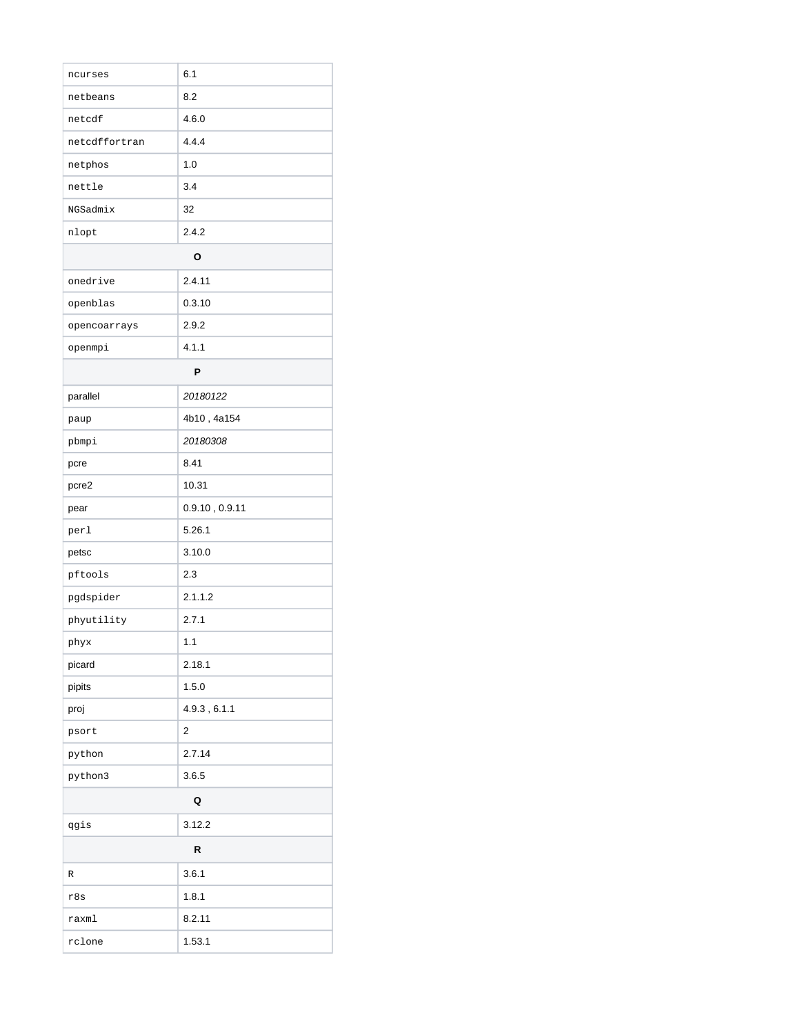| | |
|---|---|
| ncurses | 6.1 |
| netbeans | 8.2 |
| netcdf | 4.6.0 |
| netcdffortran | 4.4.4 |
| netphos | 1.0 |
| nettle | 3.4 |
| NGSadmix | 32 |
| nlopt | 2.4.2 |
| **O** | |
| onedrive | 2.4.11 |
| openblas | 0.3.10 |
| opencoarrays | 2.9.2 |
| openmpi | 4.1.1 |
| **P** | |
| parallel | *20180122* |
| paup | 4b10 , 4a154 |
| pbmpi | *20180308* |
| pcre | 8.41 |
| pcre2 | 10.31 |
| pear | 0.9.10 , 0.9.11 |
| perl | 5.26.1 |
| petsc | 3.10.0 |
| pftools | 2.3 |
| pgdspider | 2.1.1.2 |
| phyutility | 2.7.1 |
| phyx | 1.1 |
| picard | 2.18.1 |
| pipits | 1.5.0 |
| proj | 4.9.3 , 6.1.1 |
| psort | 2 |
| python | 2.7.14 |
| python3 | 3.6.5 |
| **Q** | |
| qgis | 3.12.2 |
| **R** | |
| R | 3.6.1 |
| r8s | 1.8.1 |
| raxml | 8.2.11 |
| rclone | 1.53.1 |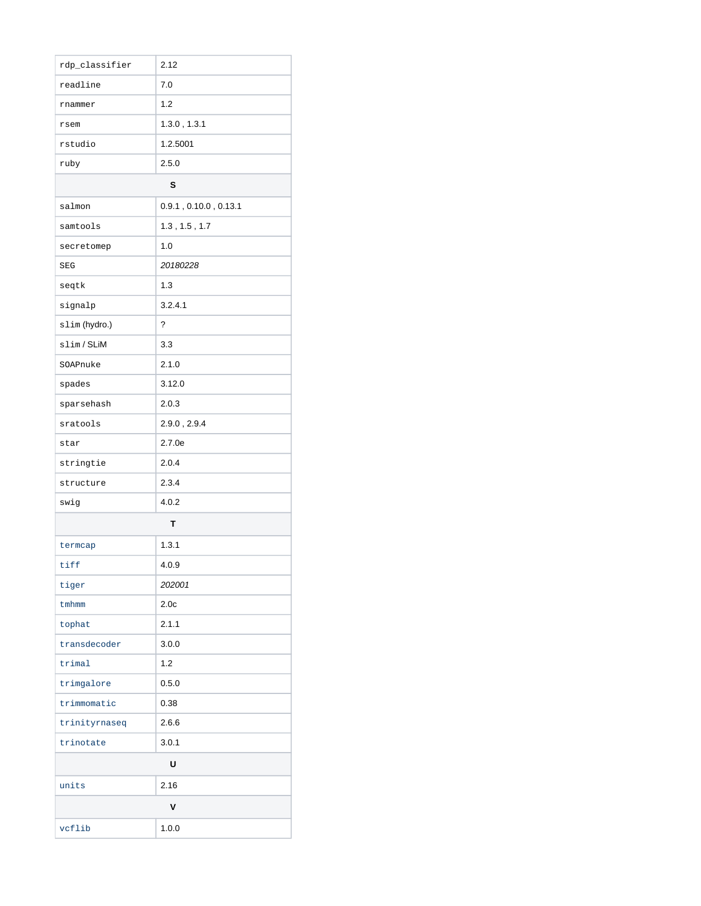| | |
|---|---|
| `rdp_classifier` | 2.12 |
| `readline` | 7.0 |
| `rnammer` | 1.2 |
| `rsem` | 1.3.0 , 1.3.1 |
| `rstudio` | 1.2.5001 |
| `ruby` | 2.5.0 |
| **S** | |
| `salmon` | 0.9.1 , 0.10.0 , 0.13.1 |
| `samtools` | 1.3 , 1.5 , 1.7 |
| `secretomep` | 1.0 |
| `SEG` | *20180228* |
| `seqtk` | 1.3 |
| `signalp` | 3.2.4.1 |
| `slim` (hydro.) | ? |
| `slim` / SLiM | 3.3 |
| `SOAPnuke` | 2.1.0 |
| `spades` | 3.12.0 |
| `sparsehash` | 2.0.3 |
| `sratools` | 2.9.0 , 2.9.4 |
| `star` | 2.7.0e |
| `stringtie` | 2.0.4 |
| `structure` | 2.3.4 |
| `swig` | 4.0.2 |
| **T** | |
| `termcap` | 1.3.1 |
| `tiff` | 4.0.9 |
| `tiger` | *202001* |
| `tmhmm` | 2.0c |
| `tophat` | 2.1.1 |
| `transdecoder` | 3.0.0 |
| `trimal` | 1.2 |
| `trimgalore` | 0.5.0 |
| `trimmomatic` | 0.38 |
| `trinityrnaseq` | 2.6.6 |
| `trinotate` | 3.0.1 |
| **U** | |
| `units` | 2.16 |
| **V** | |
| `vcflib` | 1.0.0 |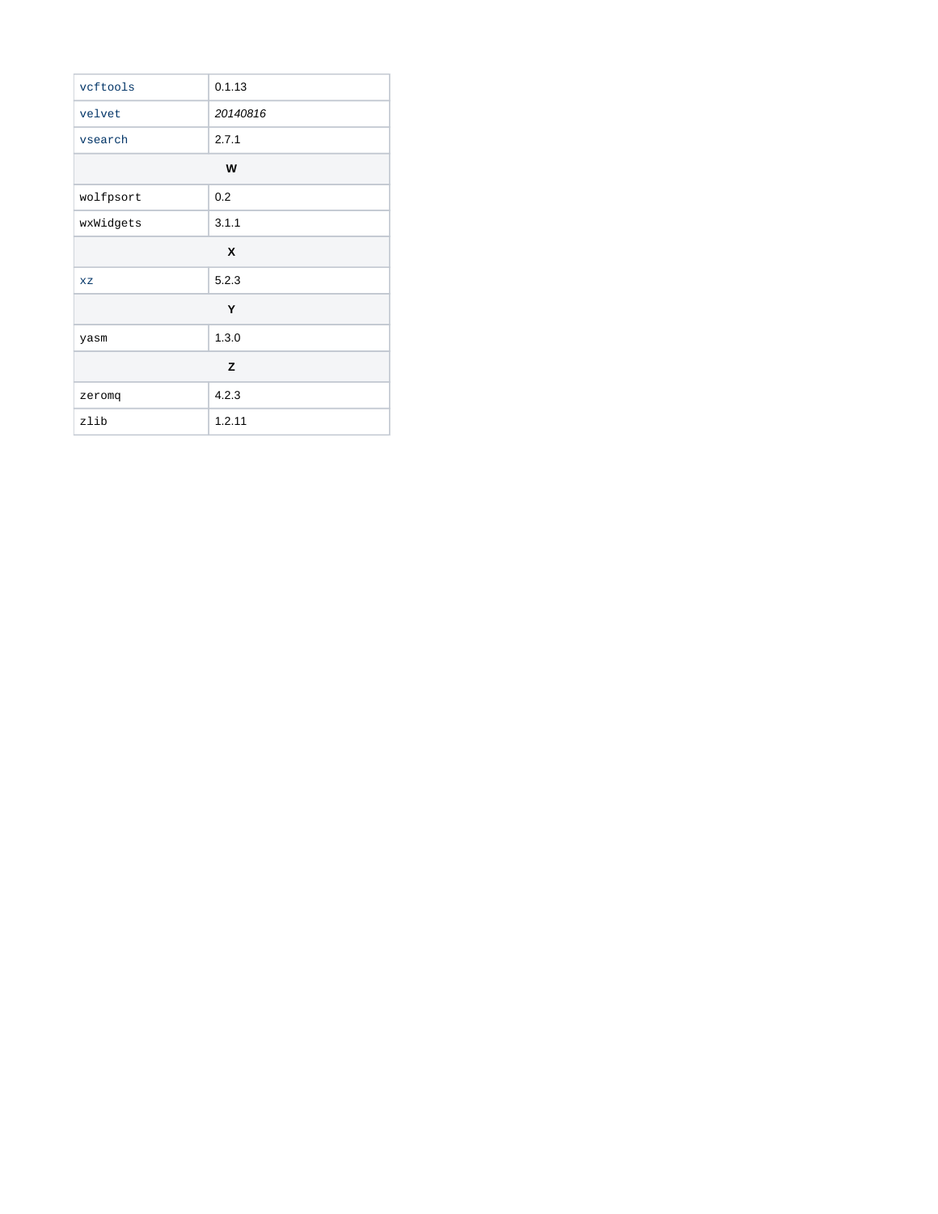| | |
|---|---|
| vcftools | 0.1.13 |
| velvet | *20140816* |
| vsearch | 2.7.1 |
| **W** | |
| wolfpsort | 0.2 |
| wxWidgets | 3.1.1 |
| **X** | |
| xz | 5.2.3 |
| **Y** | |
| yasm | 1.3.0 |
| **Z** | |
| zeromq | 4.2.3 |
| zlib | 1.2.11 |